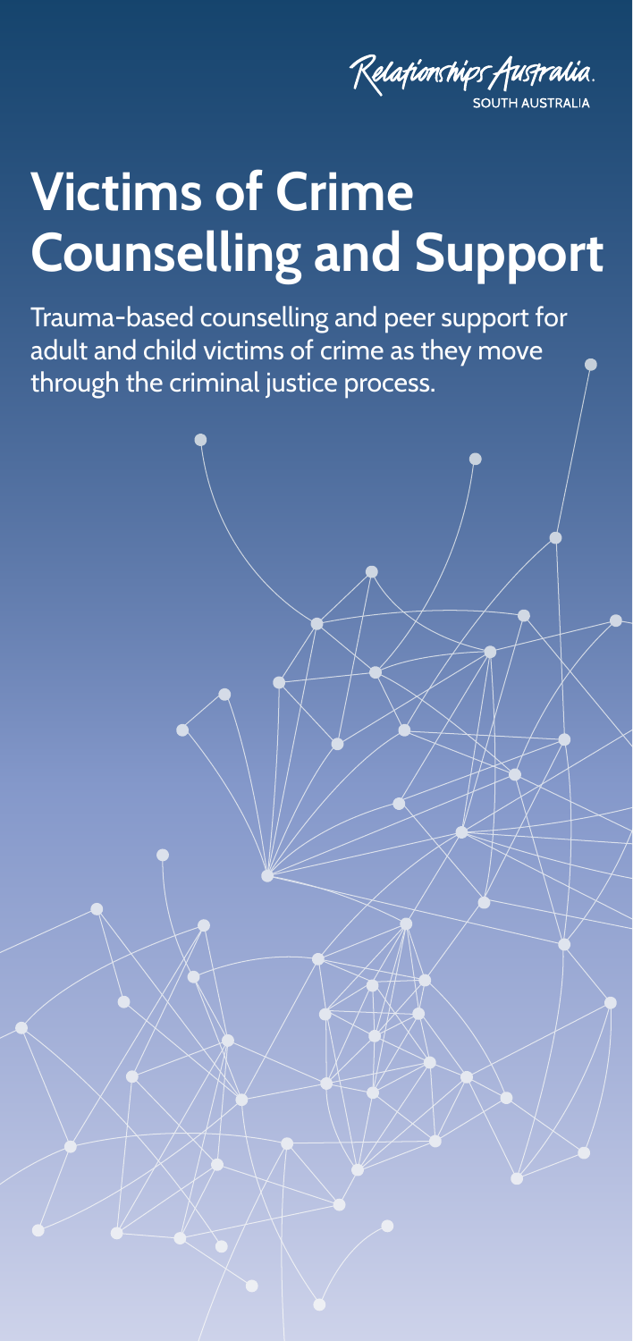Relationships Australia.
SOUTH AUSTRALIA

# Victims of Crime Counselling and Support

Trauma-based counselling and peer support for adult and child victims of crime as they move through the criminal justice process.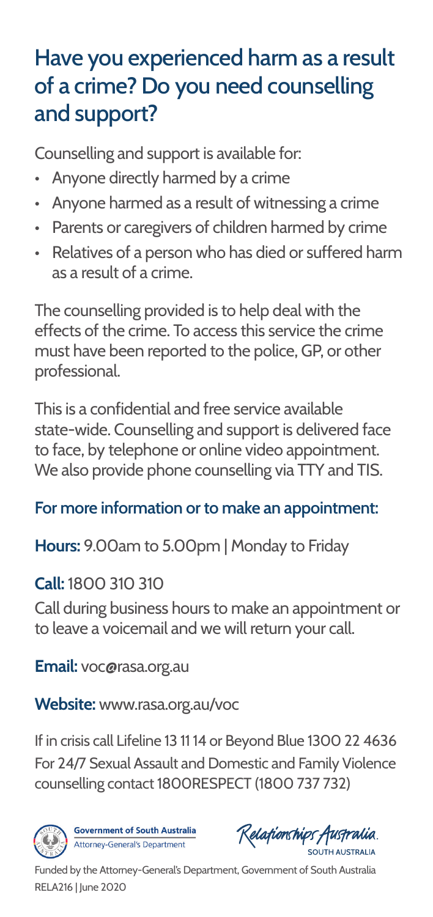# Have you experienced harm as a result of a crime? Do you need counselling and support?

Counselling and support is available for:

- Anyone directly harmed by a crime
- Anyone harmed as a result of witnessing a crime
- Parents or caregivers of children harmed by crime
- Relatives of a person who has died or suffered harm as a result of a crime.

The counselling provided is to help deal with the effects of the crime. To access this service the crime must have been reported to the police, GP, or other professional.

This is a confidential and free service available state-wide. Counselling and support is delivered face to face, by telephone or online video appointment. We also provide phone counselling via TTY and TIS.

## For more information or to make an appointment:

**Hours:** 9.00am to 5.00pm | Monday to Friday

**Call:** 1800 310 310

Call during business hours to make an appointment or to leave a voicemail and we will return your call.

**Email:** voc@rasa.org.au

**Website:** www.rasa.org.au/voc

If in crisis call Lifeline 13 11 14 or Beyond Blue 1300 22 4636
For 24/7 Sexual Assault and Domestic and Family Violence counselling contact 1800RESPECT (1800 737 732)

Government of South Australia
Attorney-General's Department

Relationships Australia.
SOUTH AUSTRALIA

Funded by the Attorney-General's Department, Government of South Australia
RELA216 | June 2020